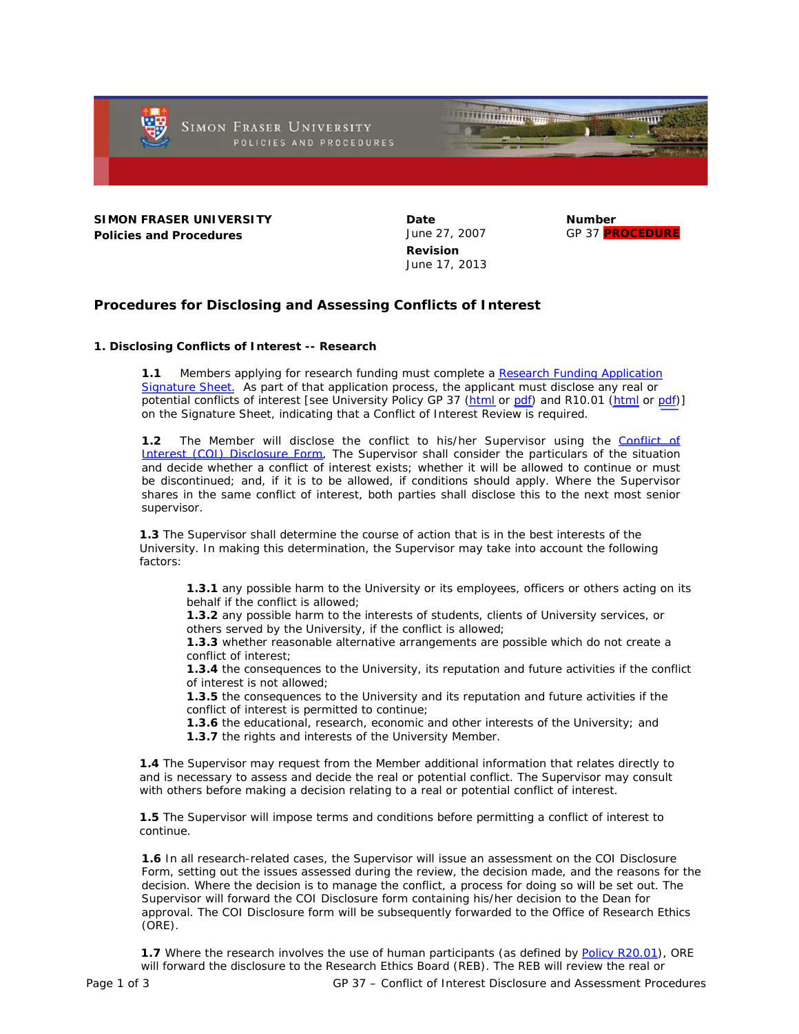**SIMON FRASER UNIVERSITY**
**Policies and Procedures**

| Date | Number |
|---|---|
| June 27, 2007 | GP 37 **PROCEDURE** |
| **Revision** | |
| June 17, 2013 | |

## Procedures for Disclosing and Assessing Conflicts of Interest

### 1. Disclosing Conflicts of Interest -- Research

**1.1** Members applying for research funding must complete a Research Funding Application Signature Sheet. As part of that application process, the applicant must disclose any real or potential conflicts of interest [see University Policy GP 37 (html or pdf) and R10.01 (html or pdf)] on the Signature Sheet, indicating that a Conflict of Interest Review is required.

**1.2** The Member will disclose the conflict to his/her Supervisor using the Conflict of Interest (COI) Disclosure Form. The Supervisor shall consider the particulars of the situation and decide whether a conflict of interest exists; whether it will be allowed to continue or must be discontinued; and, if it is to be allowed, if conditions should apply. Where the Supervisor shares in the same conflict of interest, both parties shall disclose this to the next most senior supervisor.

**1.3** The Supervisor shall determine the course of action that is in the best interests of the University. In making this determination, the Supervisor may take into account the following factors:

**1.3.1** any possible harm to the University or its employees, officers or others acting on its behalf if the conflict is allowed;
**1.3.2** any possible harm to the interests of students, clients of University services, or others served by the University, if the conflict is allowed;
**1.3.3** whether reasonable alternative arrangements are possible which do not create a conflict of interest;
**1.3.4** the consequences to the University, its reputation and future activities if the conflict of interest is not allowed;
**1.3.5** the consequences to the University and its reputation and future activities if the conflict of interest is permitted to continue;
**1.3.6** the educational, research, economic and other interests of the University; and
**1.3.7** the rights and interests of the University Member.

**1.4** The Supervisor may request from the Member additional information that relates directly to and is necessary to assess and decide the real or potential conflict. The Supervisor may consult with others before making a decision relating to a real or potential conflict of interest.

**1.5** The Supervisor will impose terms and conditions before permitting a conflict of interest to continue.

**1.6** In all research-related cases, the Supervisor will issue an assessment on the COI Disclosure Form, setting out the issues assessed during the review, the decision made, and the reasons for the decision. Where the decision is to manage the conflict, a process for doing so will be set out. The Supervisor will forward the COI Disclosure form containing his/her decision to the Dean for approval. The COI Disclosure form will be subsequently forwarded to the Office of Research Ethics (ORE).

**1.7** Where the research involves the use of human participants (as defined by Policy R20.01), ORE will forward the disclosure to the Research Ethics Board (REB). The REB will review the real or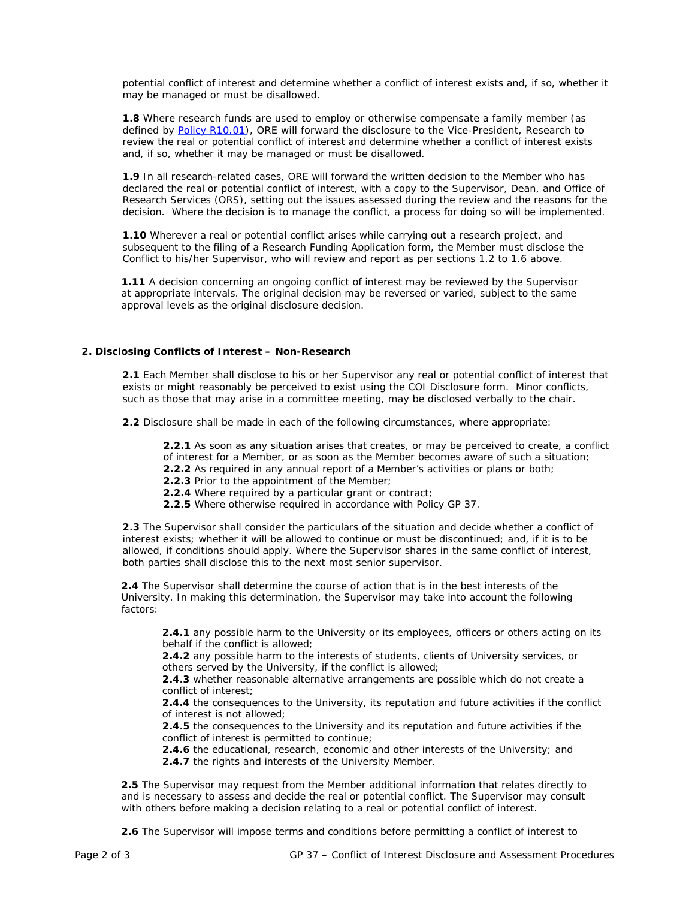potential conflict of interest and determine whether a conflict of interest exists and, if so, whether it may be managed or must be disallowed.

**1.8** Where research funds are used to employ or otherwise compensate a family member (as defined by [Policy R10.01](Policy R10.01)), ORE will forward the disclosure to the Vice-President, Research to review the real or potential conflict of interest and determine whether a conflict of interest exists and, if so, whether it may be managed or must be disallowed.

**1.9** In all research-related cases, ORE will forward the written decision to the Member who has declared the real or potential conflict of interest, with a copy to the Supervisor, Dean, and Office of Research Services (ORS), setting out the issues assessed during the review and the reasons for the decision. Where the decision is to manage the conflict, a process for doing so will be implemented.

**1.10** Wherever a real or potential conflict arises while carrying out a research project, and subsequent to the filing of a Research Funding Application form, the Member must disclose the Conflict to his/her Supervisor, who will review and report as per sections 1.2 to 1.6 above.

**1.11** A decision concerning an ongoing conflict of interest may be reviewed by the Supervisor at appropriate intervals. The original decision may be reversed or varied, subject to the same approval levels as the original disclosure decision.

## 2. Disclosing Conflicts of Interest – Non-Research

**2.1** Each Member shall disclose to his or her Supervisor any real or potential conflict of interest that exists or might reasonably be perceived to exist using the COI Disclosure form. Minor conflicts, such as those that may arise in a committee meeting, may be disclosed verbally to the chair.

**2.2** Disclosure shall be made in each of the following circumstances, where appropriate:

> **2.2.1** As soon as any situation arises that creates, or may be perceived to create, a conflict of interest for a Member, or as soon as the Member becomes aware of such a situation;
> **2.2.2** As required in any annual report of a Member's activities or plans or both;
> **2.2.3** Prior to the appointment of the Member;
> **2.2.4** Where required by a particular grant or contract;
> **2.2.5** Where otherwise required in accordance with Policy GP 37.

**2.3** The Supervisor shall consider the particulars of the situation and decide whether a conflict of interest exists; whether it will be allowed to continue or must be discontinued; and, if it is to be allowed, if conditions should apply. Where the Supervisor shares in the same conflict of interest, both parties shall disclose this to the next most senior supervisor.

**2.4** The Supervisor shall determine the course of action that is in the best interests of the University. In making this determination, the Supervisor may take into account the following factors:

> **2.4.1** any possible harm to the University or its employees, officers or others acting on its behalf if the conflict is allowed;
> **2.4.2** any possible harm to the interests of students, clients of University services, or others served by the University, if the conflict is allowed;
> **2.4.3** whether reasonable alternative arrangements are possible which do not create a conflict of interest;
> **2.4.4** the consequences to the University, its reputation and future activities if the conflict of interest is not allowed;
> **2.4.5** the consequences to the University and its reputation and future activities if the conflict of interest is permitted to continue;
> **2.4.6** the educational, research, economic and other interests of the University; and
> **2.4.7** the rights and interests of the University Member.

**2.5** The Supervisor may request from the Member additional information that relates directly to and is necessary to assess and decide the real or potential conflict. The Supervisor may consult with others before making a decision relating to a real or potential conflict of interest.

**2.6** The Supervisor will impose terms and conditions before permitting a conflict of interest to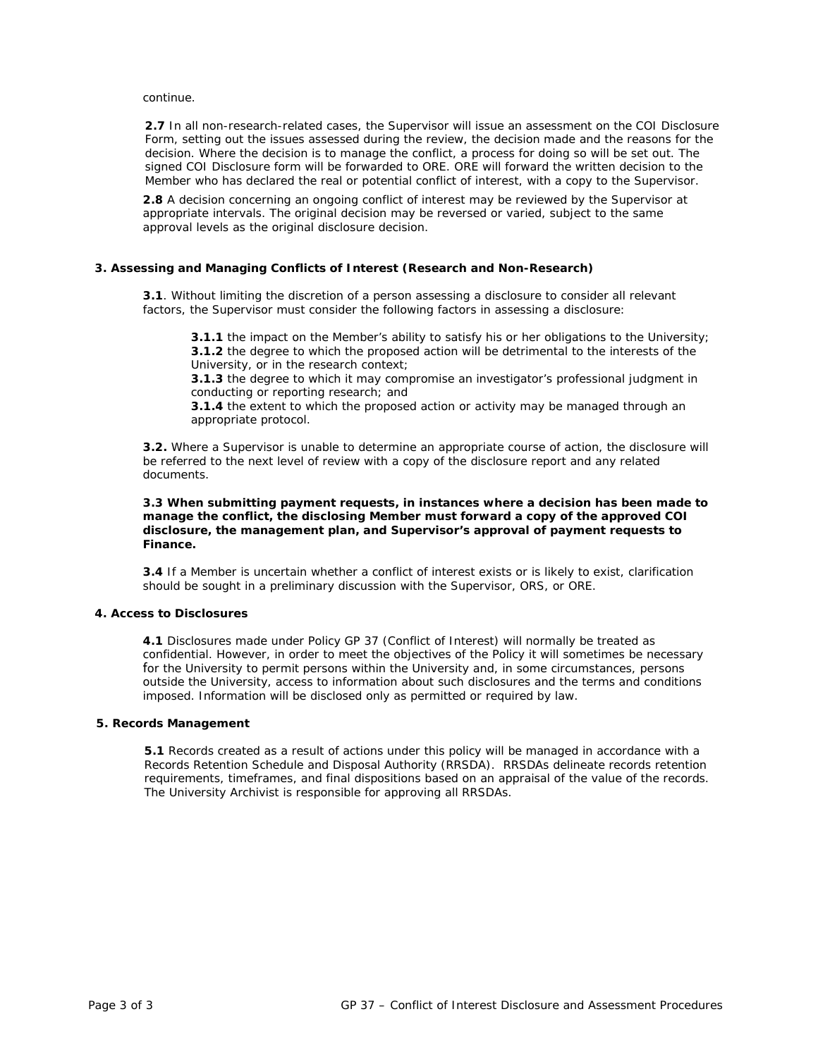continue.

**2.7** In all non-research-related cases, the Supervisor will issue an assessment on the COI Disclosure Form, setting out the issues assessed during the review, the decision made and the reasons for the decision. Where the decision is to manage the conflict, a process for doing so will be set out. The signed COI Disclosure form will be forwarded to ORE. ORE will forward the written decision to the Member who has declared the real or potential conflict of interest, with a copy to the Supervisor.

**2.8** A decision concerning an ongoing conflict of interest may be reviewed by the Supervisor at appropriate intervals. The original decision may be reversed or varied, subject to the same approval levels as the original disclosure decision.

### 3. Assessing and Managing Conflicts of Interest (Research and Non-Research)

**3.1**. Without limiting the discretion of a person assessing a disclosure to consider all relevant factors, the Supervisor must consider the following factors in assessing a disclosure:

> **3.1.1** the impact on the Member's ability to satisfy his or her obligations to the University;
> **3.1.2** the degree to which the proposed action will be detrimental to the interests of the University, or in the research context;
> **3.1.3** the degree to which it may compromise an investigator's professional judgment in conducting or reporting research; and
> **3.1.4** the extent to which the proposed action or activity may be managed through an appropriate protocol.

**3.2.** Where a Supervisor is unable to determine an appropriate course of action, the disclosure will be referred to the next level of review with a copy of the disclosure report and any related documents.

**3.3 When submitting payment requests, in instances where a decision has been made to manage the conflict, the disclosing Member must forward a copy of the approved COI disclosure, the management plan, and Supervisor's approval of payment requests to Finance.**

**3.4** If a Member is uncertain whether a conflict of interest exists or is likely to exist, clarification should be sought in a preliminary discussion with the Supervisor, ORS, or ORE.

### 4. Access to Disclosures

**4.1** Disclosures made under Policy GP 37 (Conflict of Interest) will normally be treated as confidential. However, in order to meet the objectives of the Policy it will sometimes be necessary for the University to permit persons within the University and, in some circumstances, persons outside the University, access to information about such disclosures and the terms and conditions imposed. Information will be disclosed only as permitted or required by law.

### 5. Records Management

**5.1** Records created as a result of actions under this policy will be managed in accordance with a Records Retention Schedule and Disposal Authority (RRSDA). RRSDAs delineate records retention requirements, timeframes, and final dispositions based on an appraisal of the value of the records. The University Archivist is responsible for approving all RRSDAs.